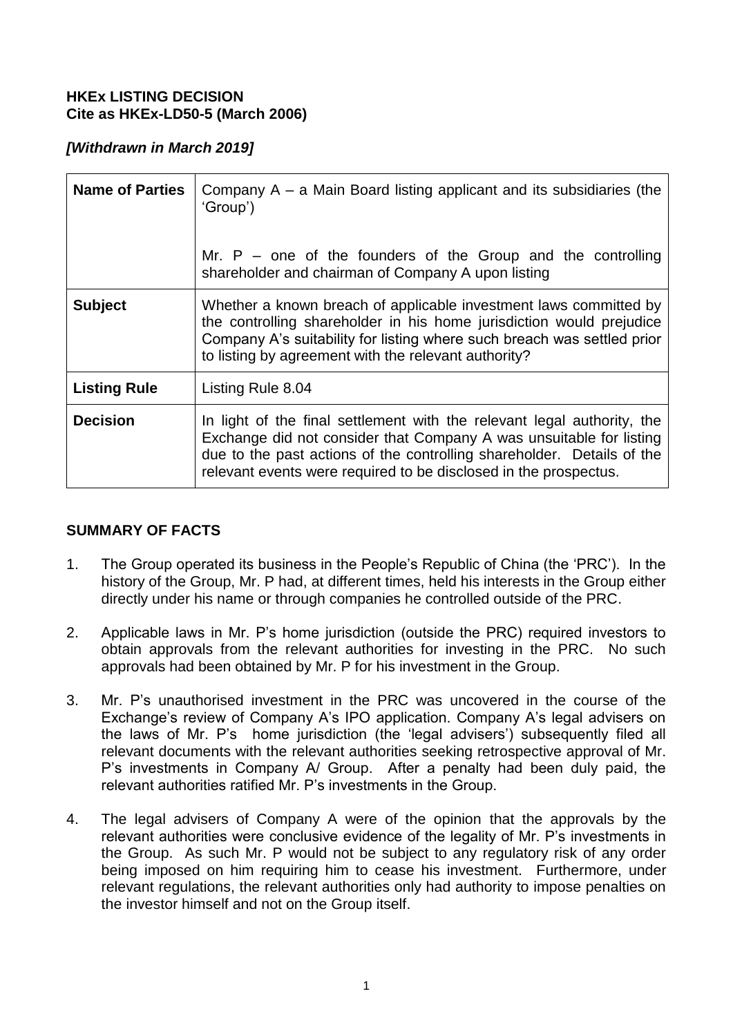**HKEx LISTING DECISION**
**Cite as HKEx-LD50-5 (March 2006)**

***[Withdrawn in March 2019]***

| **Name of Parties** | Company A – a Main Board listing applicant and its subsidiaries (the 'Group')<br><br>Mr. P – one of the founders of the Group and the controlling shareholder and chairman of Company A upon listing |
|---|---|
| **Subject** | Whether a known breach of applicable investment laws committed by the controlling shareholder in his home jurisdiction would prejudice Company A's suitability for listing where such breach was settled prior to listing by agreement with the relevant authority? |
| **Listing Rule** | Listing Rule 8.04 |
| **Decision** | In light of the final settlement with the relevant legal authority, the Exchange did not consider that Company A was unsuitable for listing due to the past actions of the controlling shareholder. Details of the relevant events were required to be disclosed in the prospectus. |

**SUMMARY OF FACTS**

1. The Group operated its business in the People's Republic of China (the 'PRC'). In the history of the Group, Mr. P had, at different times, held his interests in the Group either directly under his name or through companies he controlled outside of the PRC.

2. Applicable laws in Mr. P's home jurisdiction (outside the PRC) required investors to obtain approvals from the relevant authorities for investing in the PRC. No such approvals had been obtained by Mr. P for his investment in the Group.

3. Mr. P's unauthorised investment in the PRC was uncovered in the course of the Exchange's review of Company A's IPO application. Company A's legal advisers on the laws of Mr. P's home jurisdiction (the 'legal advisers') subsequently filed all relevant documents with the relevant authorities seeking retrospective approval of Mr. P's investments in Company A/ Group. After a penalty had been duly paid, the relevant authorities ratified Mr. P's investments in the Group.

4. The legal advisers of Company A were of the opinion that the approvals by the relevant authorities were conclusive evidence of the legality of Mr. P's investments in the Group. As such Mr. P would not be subject to any regulatory risk of any order being imposed on him requiring him to cease his investment. Furthermore, under relevant regulations, the relevant authorities only had authority to impose penalties on the investor himself and not on the Group itself.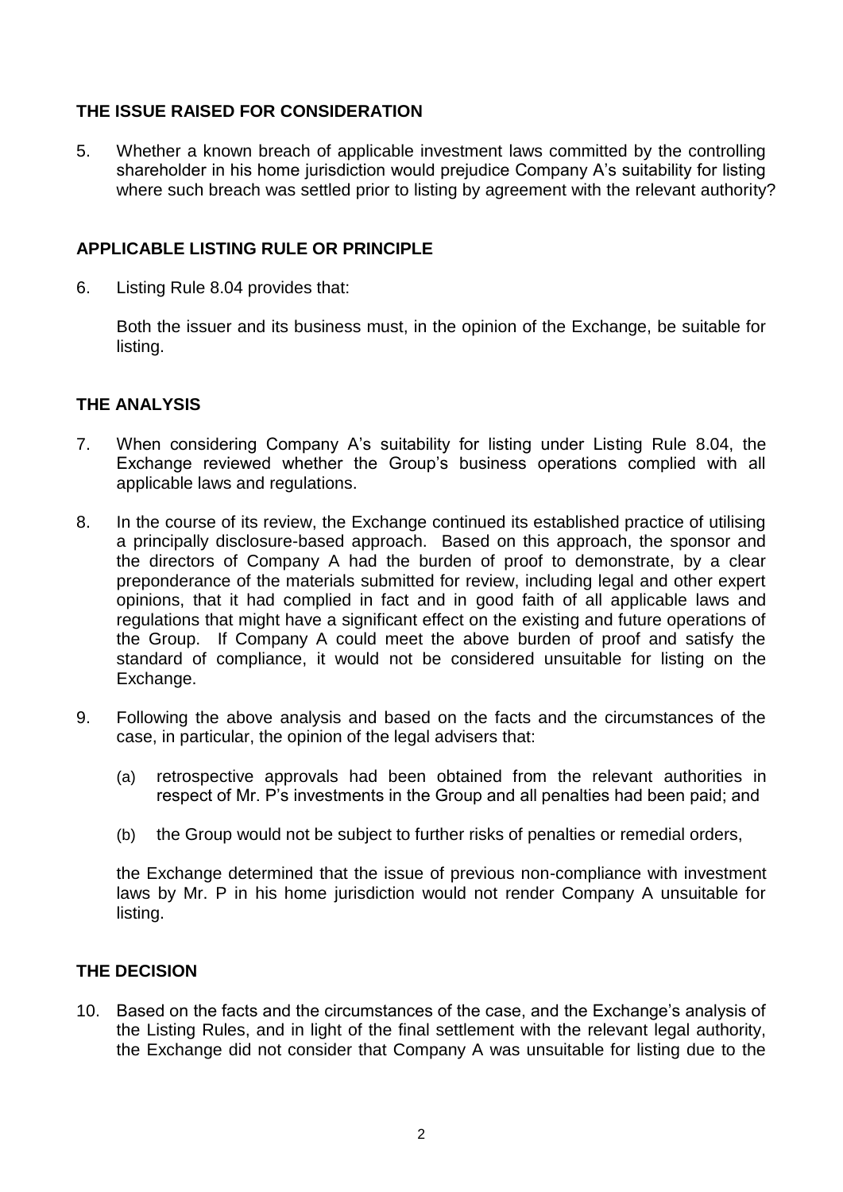## THE ISSUE RAISED FOR CONSIDERATION

5. Whether a known breach of applicable investment laws committed by the controlling shareholder in his home jurisdiction would prejudice Company A's suitability for listing where such breach was settled prior to listing by agreement with the relevant authority?

## APPLICABLE LISTING RULE OR PRINCIPLE

6. Listing Rule 8.04 provides that:

   Both the issuer and its business must, in the opinion of the Exchange, be suitable for listing.

## THE ANALYSIS

7. When considering Company A's suitability for listing under Listing Rule 8.04, the Exchange reviewed whether the Group's business operations complied with all applicable laws and regulations.

8. In the course of its review, the Exchange continued its established practice of utilising a principally disclosure-based approach. Based on this approach, the sponsor and the directors of Company A had the burden of proof to demonstrate, by a clear preponderance of the materials submitted for review, including legal and other expert opinions, that it had complied in fact and in good faith of all applicable laws and regulations that might have a significant effect on the existing and future operations of the Group. If Company A could meet the above burden of proof and satisfy the standard of compliance, it would not be considered unsuitable for listing on the Exchange.

9. Following the above analysis and based on the facts and the circumstances of the case, in particular, the opinion of the legal advisers that:

   (a) retrospective approvals had been obtained from the relevant authorities in respect of Mr. P's investments in the Group and all penalties had been paid; and

   (b) the Group would not be subject to further risks of penalties or remedial orders,

   the Exchange determined that the issue of previous non-compliance with investment laws by Mr. P in his home jurisdiction would not render Company A unsuitable for listing.

## THE DECISION

10. Based on the facts and the circumstances of the case, and the Exchange's analysis of the Listing Rules, and in light of the final settlement with the relevant legal authority, the Exchange did not consider that Company A was unsuitable for listing due to the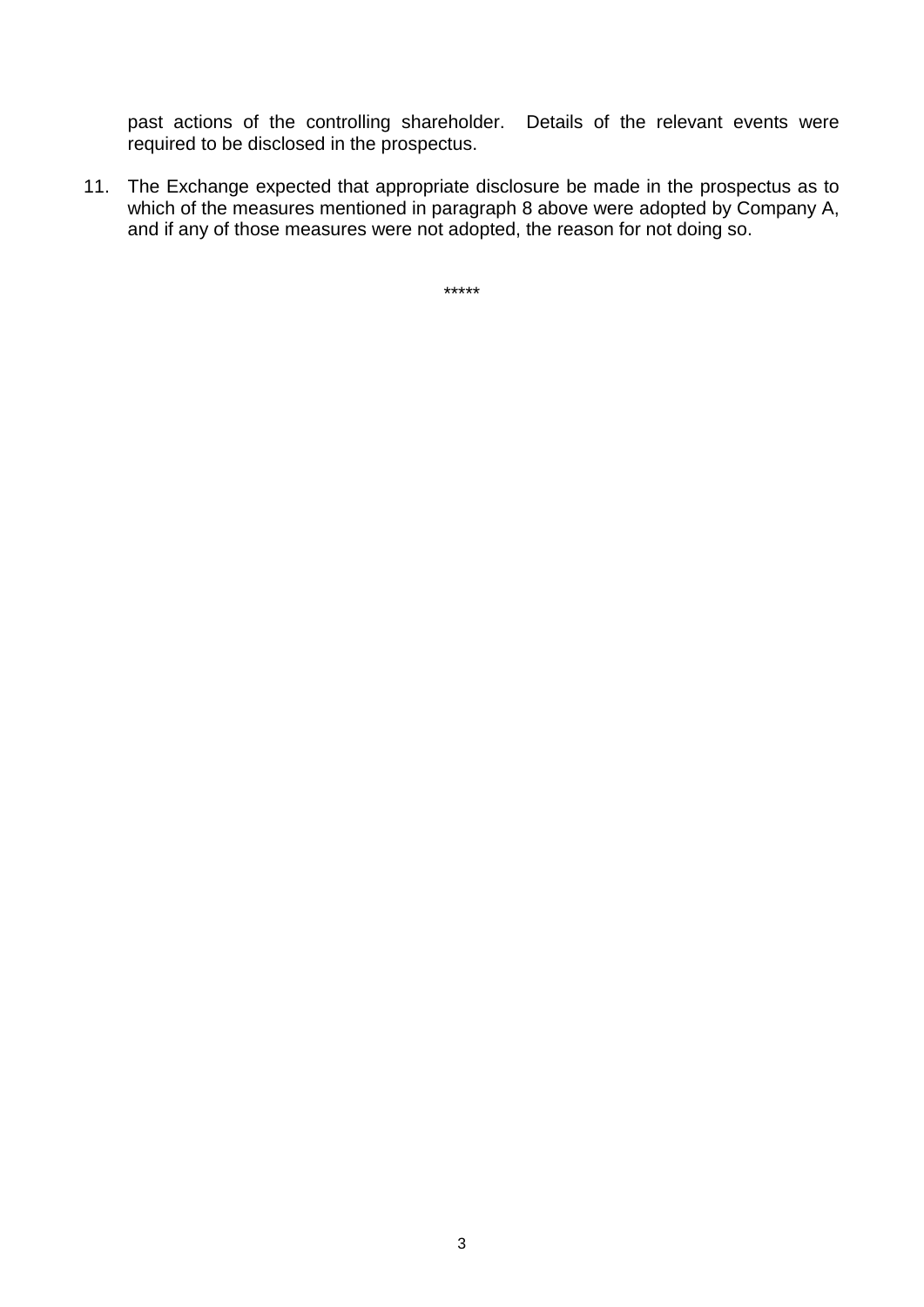past actions of the controlling shareholder. Details of the relevant events were required to be disclosed in the prospectus.

11. The Exchange expected that appropriate disclosure be made in the prospectus as to which of the measures mentioned in paragraph 8 above were adopted by Company A, and if any of those measures were not adopted, the reason for not doing so.

*****